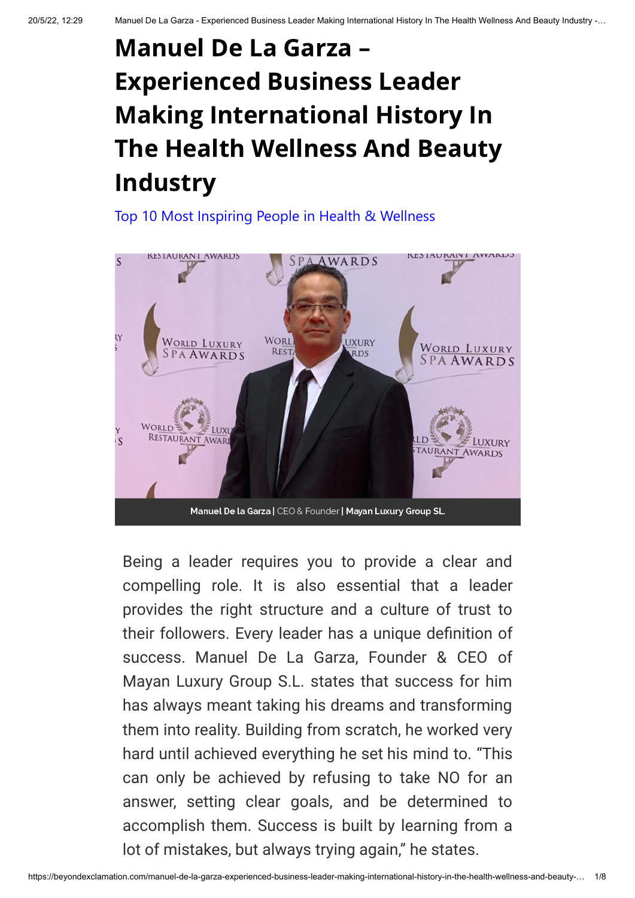# Manuel De La Garza – Experienced Business Leader Making International History In The Health Wellness And Beauty Industry

Top 10 Most Inspiring People in Health & Wellness

**Manuel De la Garza** | CEO & Founder | **Mayan Luxury Group SL.**

Being a leader requires you to provide a clear and compelling role. It is also essential that a leader provides the right structure and a culture of trust to their followers. Every leader has a unique definition of success. Manuel De La Garza, Founder & CEO of Mayan Luxury Group S.L. states that success for him has always meant taking his dreams and transforming them into reality. Building from scratch, he worked very hard until achieved everything he set his mind to. "This can only be achieved by refusing to take NO for an answer, setting clear goals, and be determined to accomplish them. Success is built by learning from a lot of mistakes, but always trying again," he states.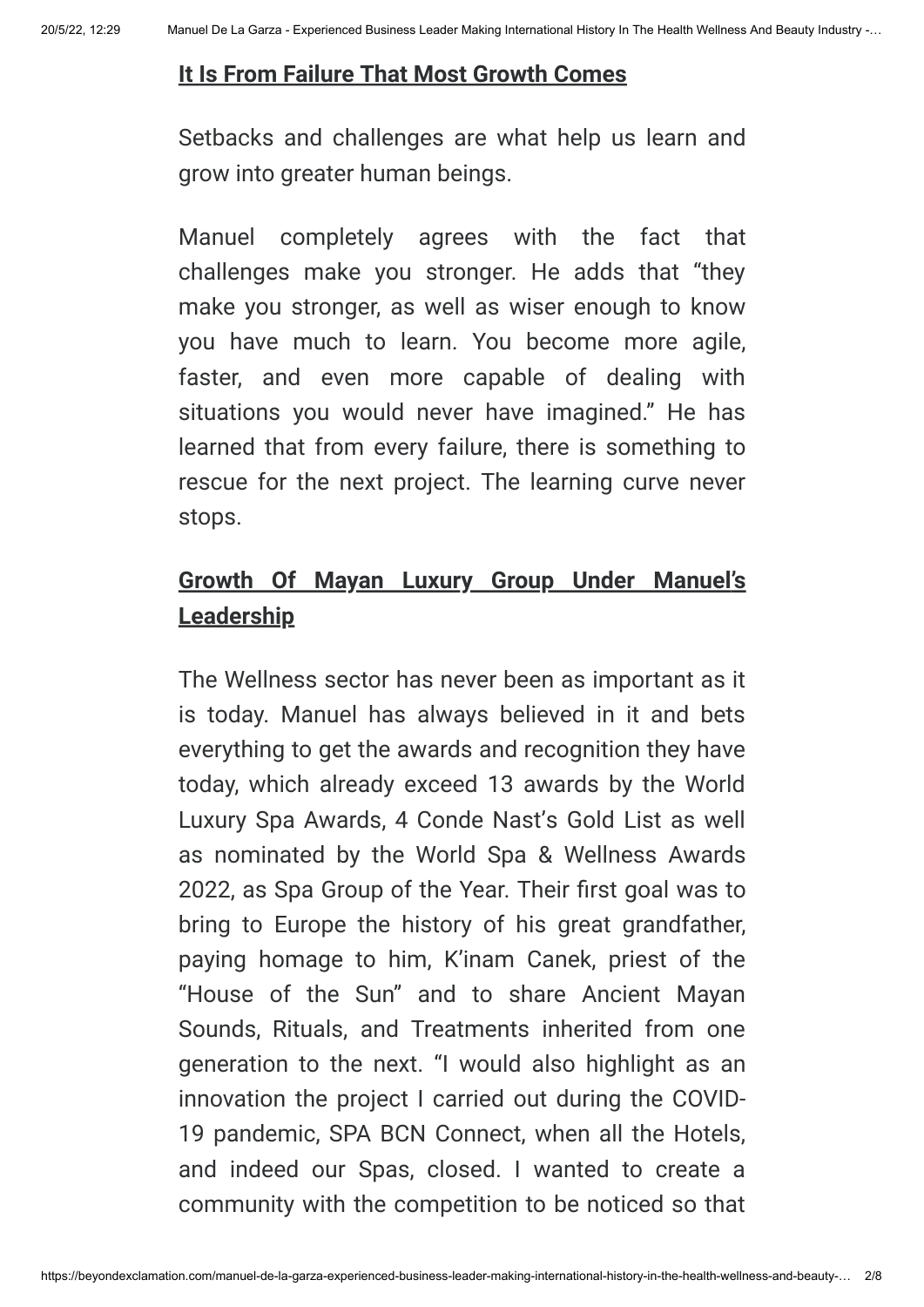## It Is From Failure That Most Growth Comes

Setbacks and challenges are what help us learn and grow into greater human beings.

Manuel completely agrees with the fact that challenges make you stronger. He adds that "they make you stronger, as well as wiser enough to know you have much to learn. You become more agile, faster, and even more capable of dealing with situations you would never have imagined." He has learned that from every failure, there is something to rescue for the next project. The learning curve never stops.

## Growth Of Mayan Luxury Group Under Manuel's Leadership

The Wellness sector has never been as important as it is today. Manuel has always believed in it and bets everything to get the awards and recognition they have today, which already exceed 13 awards by the World Luxury Spa Awards, 4 Conde Nast's Gold List as well as nominated by the World Spa & Wellness Awards 2022, as Spa Group of the Year. Their first goal was to bring to Europe the history of his great grandfather, paying homage to him, K'inam Canek, priest of the "House of the Sun" and to share Ancient Mayan Sounds, Rituals, and Treatments inherited from one generation to the next. "I would also highlight as an innovation the project I carried out during the COVID-19 pandemic, SPA BCN Connect, when all the Hotels, and indeed our Spas, closed. I wanted to create a community with the competition to be noticed so that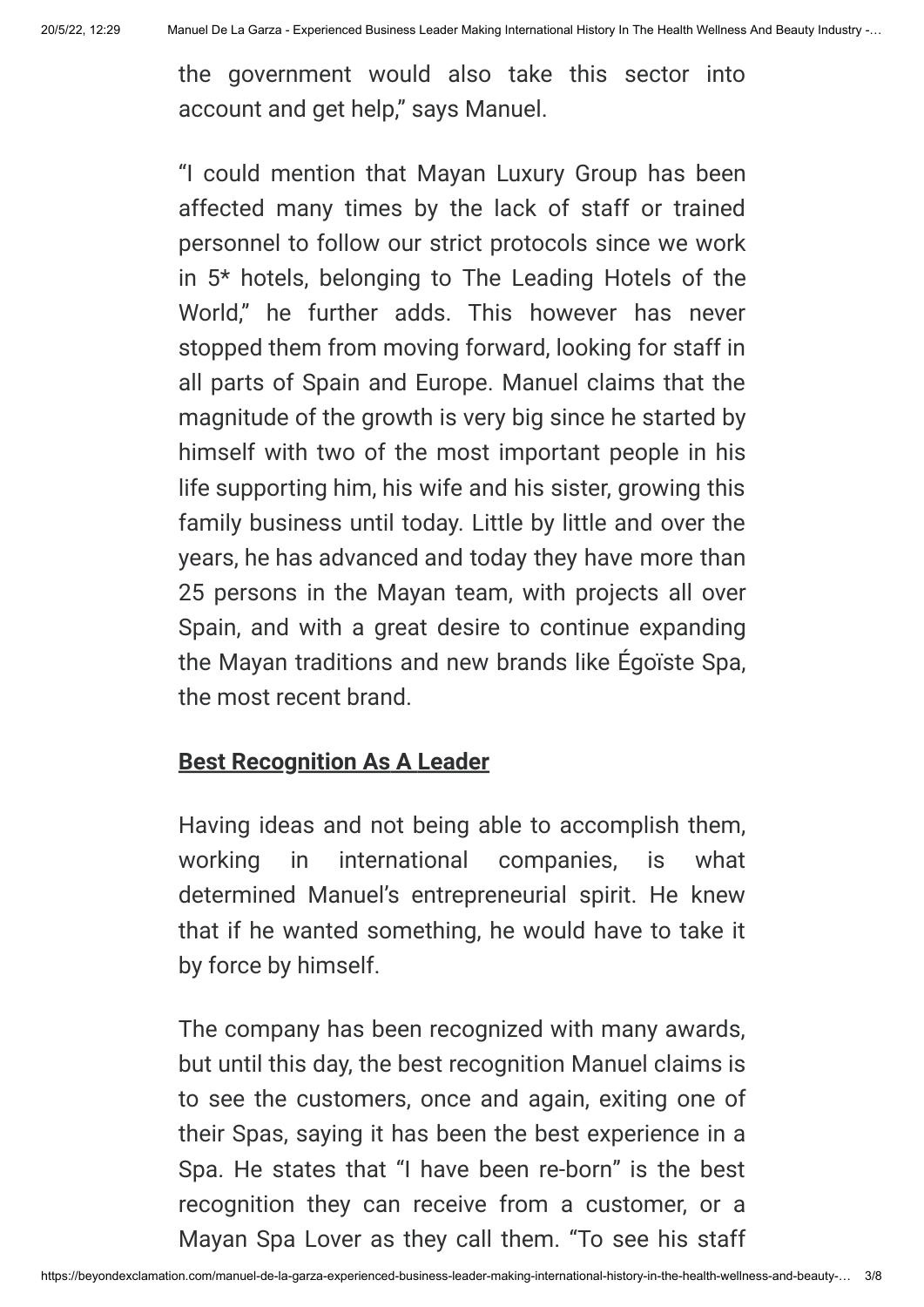the government would also take this sector into account and get help," says Manuel.

"I could mention that Mayan Luxury Group has been affected many times by the lack of staff or trained personnel to follow our strict protocols since we work in 5* hotels, belonging to The Leading Hotels of the World," he further adds. This however has never stopped them from moving forward, looking for staff in all parts of Spain and Europe. Manuel claims that the magnitude of the growth is very big since he started by himself with two of the most important people in his life supporting him, his wife and his sister, growing this family business until today. Little by little and over the years, he has advanced and today they have more than 25 persons in the Mayan team, with projects all over Spain, and with a great desire to continue expanding the Mayan traditions and new brands like Égoïste Spa, the most recent brand.

## Best Recognition As A Leader

Having ideas and not being able to accomplish them, working in international companies, is what determined Manuel's entrepreneurial spirit. He knew that if he wanted something, he would have to take it by force by himself.

The company has been recognized with many awards, but until this day, the best recognition Manuel claims is to see the customers, once and again, exiting one of their Spas, saying it has been the best experience in a Spa. He states that "I have been re-born" is the best recognition they can receive from a customer, or a Mayan Spa Lover as they call them. "To see his staff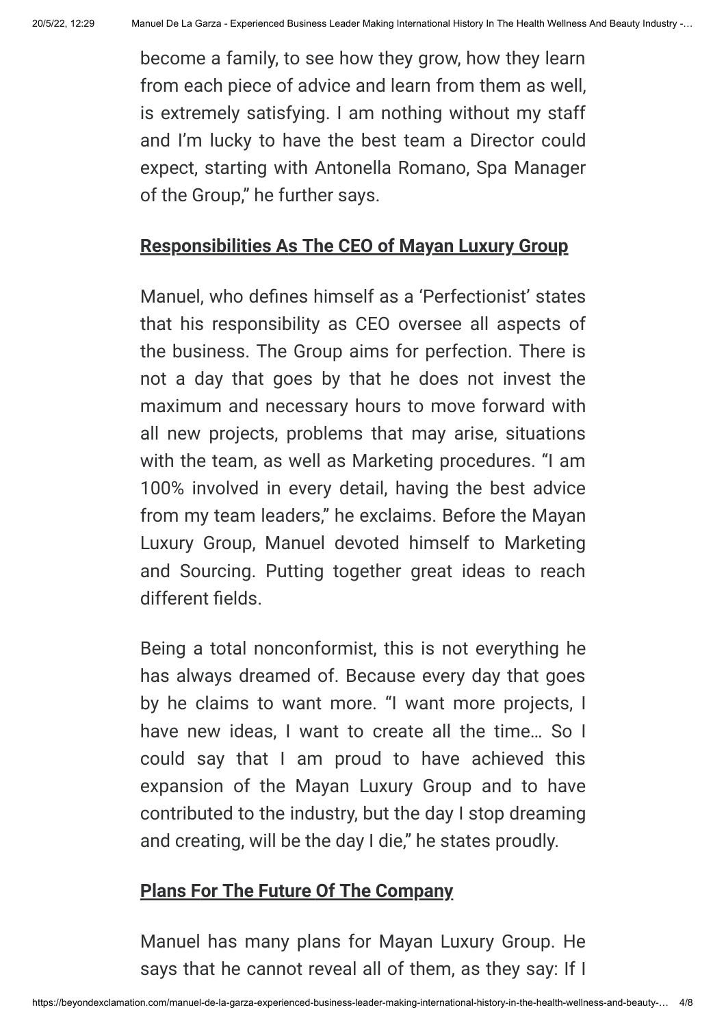become a family, to see how they grow, how they learn from each piece of advice and learn from them as well, is extremely satisfying. I am nothing without my staff and I'm lucky to have the best team a Director could expect, starting with Antonella Romano, Spa Manager of the Group," he further says.

## Responsibilities As The CEO of Mayan Luxury Group

Manuel, who defines himself as a 'Perfectionist' states that his responsibility as CEO oversee all aspects of the business. The Group aims for perfection. There is not a day that goes by that he does not invest the maximum and necessary hours to move forward with all new projects, problems that may arise, situations with the team, as well as Marketing procedures. "I am 100% involved in every detail, having the best advice from my team leaders," he exclaims. Before the Mayan Luxury Group, Manuel devoted himself to Marketing and Sourcing. Putting together great ideas to reach different fields.

Being a total nonconformist, this is not everything he has always dreamed of. Because every day that goes by he claims to want more. "I want more projects, I have new ideas, I want to create all the time… So I could say that I am proud to have achieved this expansion of the Mayan Luxury Group and to have contributed to the industry, but the day I stop dreaming and creating, will be the day I die," he states proudly.

## Plans For The Future Of The Company

Manuel has many plans for Mayan Luxury Group. He says that he cannot reveal all of them, as they say: If I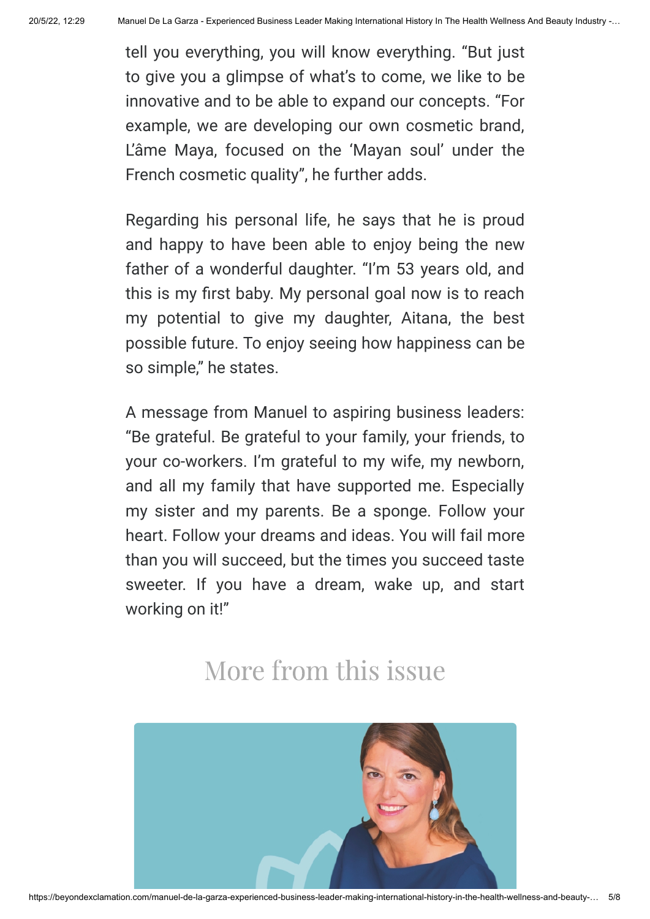tell you everything, you will know everything. "But just to give you a glimpse of what's to come, we like to be innovative and to be able to expand our concepts. "For example, we are developing our own cosmetic brand, L'âme Maya, focused on the 'Mayan soul' under the French cosmetic quality", he further adds.

Regarding his personal life, he says that he is proud and happy to have been able to enjoy being the new father of a wonderful daughter. "I'm 53 years old, and this is my first baby. My personal goal now is to reach my potential to give my daughter, Aitana, the best possible future. To enjoy seeing how happiness can be so simple," he states.

A message from Manuel to aspiring business leaders: "Be grateful. Be grateful to your family, your friends, to your co-workers. I'm grateful to my wife, my newborn, and all my family that have supported me. Especially my sister and my parents. Be a sponge. Follow your heart. Follow your dreams and ideas. You will fail more than you will succeed, but the times you succeed taste sweeter. If you have a dream, wake up, and start working on it!"

## More from this issue